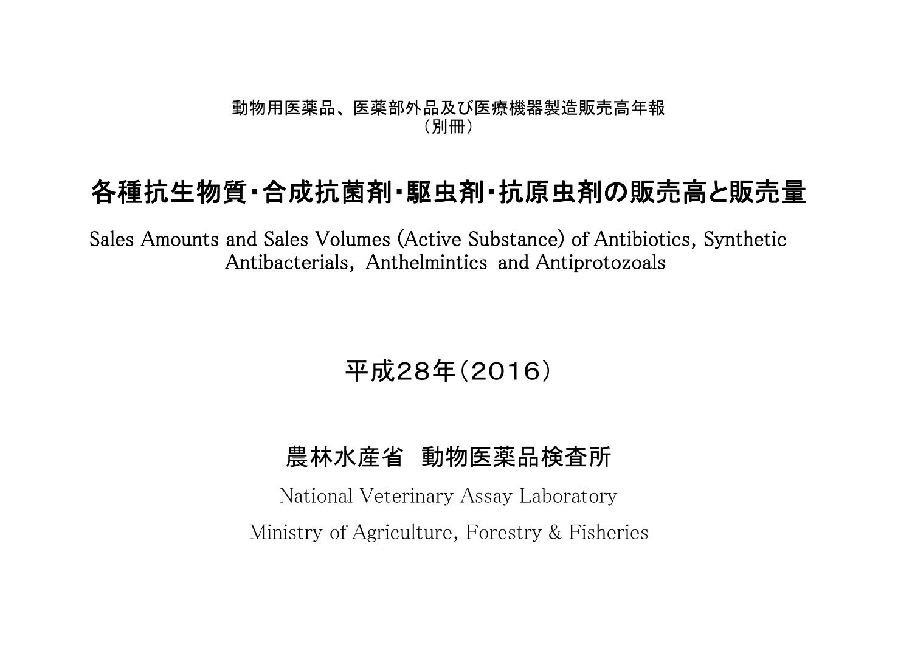動物用医薬品、医薬部外品及び医療機器製造販売高年報
（別冊）

# 各種抗生物質・合成抗菌剤・駆虫剤・抗原虫剤の販売高と販売量

Sales Amounts and Sales Volumes (Active Substance) of Antibiotics, Synthetic Antibacterials, Anthelmintics and Antiprotozoals

## 平成28年（2016）

## 農林水産省　動物医薬品検査所

National Veterinary Assay Laboratory

Ministry of Agriculture, Forestry & Fisheries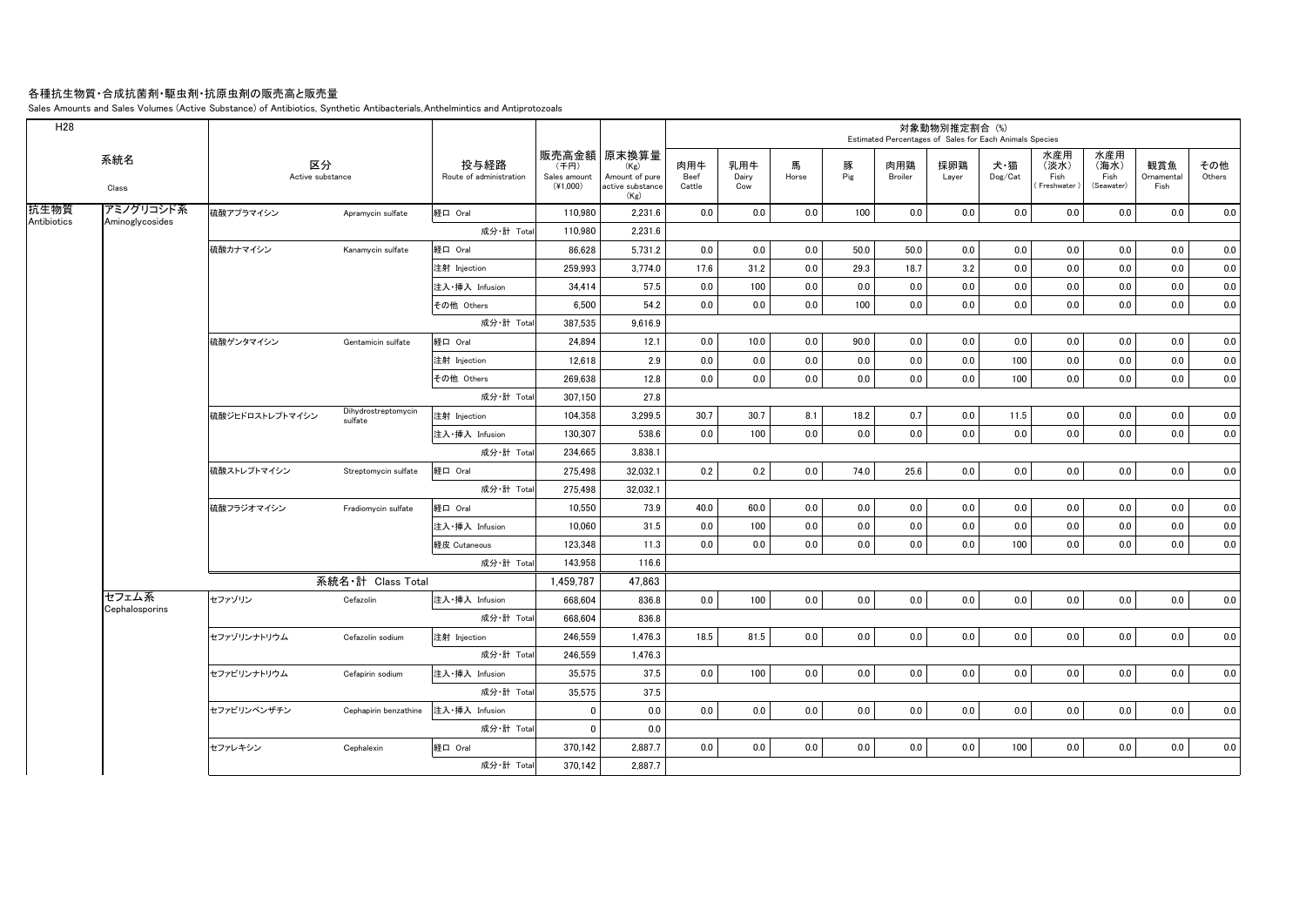# 各種抗生物質・合成抗菌剤・駆虫剤・抗原虫剤の販売高と販売量

Sales Amounts and Sales Volumes (Active Substance) of Antibiotics, Synthetic Antibacterials, Anthelmintics and Antiprotozoals

| H28 | | | | | | | 対象動物別推定割合 (%) Estimated Percentages of Sales for Each Animals Species | | | | | | | | | | | |
|---|---|---|---|---|---|---|---|---|---|---|---|---|---|---|---|---|---|---|
| | 系統名 Class | 区分 Active substance | | 投与経路 Route of administration | 販売高金額 (千円) Sales amount (¥1,000) | 原末換算量 (Kg) Amount of pure active substance (Kg) | 肉用牛 Beef Cattle | 乳用牛 Dairy Cow | 馬 Horse | 豚 Pig | 肉用鶏 Broiler | 採卵鶏 Layer | 犬・猫 Dog/Cat | 水産用（淡水） Fish (Freshwater) | 水産用（海水） Fish (Seawater) | 観賞魚 Ornamental Fish | その他 Others |
| 抗生物質 Antibiotics | アミノグリコシド系 Aminoglycosides | 硫酸アプラマイシン | Apramycin sulfate | 経口 Oral | 110,980 | 2,231.6 | 0.0 | 0.0 | 0.0 | 100 | 0.0 | 0.0 | 0.0 | 0.0 | 0.0 | 0.0 | 0.0 |
| | | | | 成分・計 Total | 110,980 | 2,231.6 | | | | | | | | | | | |
| | | 硫酸カナマイシン | Kanamycin sulfate | 経口 Oral | 86,628 | 5,731.2 | 0.0 | 0.0 | 0.0 | 50.0 | 50.0 | 0.0 | 0.0 | 0.0 | 0.0 | 0.0 | 0.0 |
| | | | | 注射 Injection | 259,993 | 3,774.0 | 17.6 | 31.2 | 0.0 | 29.3 | 18.7 | 3.2 | 0.0 | 0.0 | 0.0 | 0.0 | 0.0 |
| | | | | 注入・挿入 Infusion | 34,414 | 57.5 | 0.0 | 100 | 0.0 | 0.0 | 0.0 | 0.0 | 0.0 | 0.0 | 0.0 | 0.0 | 0.0 |
| | | | | その他 Others | 6,500 | 54.2 | 0.0 | 0.0 | 0.0 | 100 | 0.0 | 0.0 | 0.0 | 0.0 | 0.0 | 0.0 | 0.0 |
| | | | | 成分・計 Total | 387,535 | 9,616.9 | | | | | | | | | | | |
| | | 硫酸ゲンタマイシン | Gentamicin sulfate | 経口 Oral | 24,894 | 12.1 | 0.0 | 10.0 | 0.0 | 90.0 | 0.0 | 0.0 | 0.0 | 0.0 | 0.0 | 0.0 | 0.0 |
| | | | | 注射 Injection | 12,618 | 2.9 | 0.0 | 0.0 | 0.0 | 0.0 | 0.0 | 0.0 | 100 | 0.0 | 0.0 | 0.0 | 0.0 |
| | | | | その他 Others | 269,638 | 12.8 | 0.0 | 0.0 | 0.0 | 0.0 | 0.0 | 0.0 | 100 | 0.0 | 0.0 | 0.0 | 0.0 |
| | | | | 成分・計 Total | 307,150 | 27.8 | | | | | | | | | | | |
| | | 硫酸ジヒドロストレプトマイシン | Dihydrostreptomycin sulfate | 注射 Injection | 104,358 | 3,299.5 | 30.7 | 30.7 | 8.1 | 18.2 | 0.7 | 0.0 | 11.5 | 0.0 | 0.0 | 0.0 | 0.0 |
| | | | | 注入・挿入 Infusion | 130,307 | 538.6 | 0.0 | 100 | 0.0 | 0.0 | 0.0 | 0.0 | 0.0 | 0.0 | 0.0 | 0.0 | 0.0 |
| | | | | 成分・計 Total | 234,665 | 3,838.1 | | | | | | | | | | | |
| | | 硫酸ストレプトマイシン | Streptomycin sulfate | 経口 Oral | 275,498 | 32,032.1 | 0.2 | 0.2 | 0.0 | 74.0 | 25.6 | 0.0 | 0.0 | 0.0 | 0.0 | 0.0 | 0.0 |
| | | | | 成分・計 Total | 275,498 | 32,032.1 | | | | | | | | | | | |
| | | 硫酸フラジオマイシン | Fradiomycin sulfate | 経口 Oral | 10,550 | 73.9 | 40.0 | 60.0 | 0.0 | 0.0 | 0.0 | 0.0 | 0.0 | 0.0 | 0.0 | 0.0 | 0.0 |
| | | | | 注入・挿入 Infusion | 10,060 | 31.5 | 0.0 | 100 | 0.0 | 0.0 | 0.0 | 0.0 | 0.0 | 0.0 | 0.0 | 0.0 | 0.0 |
| | | | | 経皮 Cutaneous | 123,348 | 11.3 | 0.0 | 0.0 | 0.0 | 0.0 | 0.0 | 0.0 | 100 | 0.0 | 0.0 | 0.0 | 0.0 |
| | | | | 成分・計 Total | 143,958 | 116.6 | | | | | | | | | | | |
| | | 系統名・計 Class Total | | | 1,459,787 | 47,863 | | | | | | | | | | | |
| | セフェム系 Cephalosporins | セファゾリン | Cefazolin | 注入・挿入 Infusion | 668,604 | 836.8 | 0.0 | 100 | 0.0 | 0.0 | 0.0 | 0.0 | 0.0 | 0.0 | 0.0 | 0.0 | 0.0 |
| | | | | 成分・計 Total | 668,604 | 836.8 | | | | | | | | | | | |
| | | セファゾリンナトリウム | Cefazolin sodium | 注射 Injection | 246,559 | 1,476.3 | 18.5 | 81.5 | 0.0 | 0.0 | 0.0 | 0.0 | 0.0 | 0.0 | 0.0 | 0.0 | 0.0 |
| | | | | 成分・計 Total | 246,559 | 1,476.3 | | | | | | | | | | | |
| | | セファピリンナトリウム | Cefapirin sodium | 注入・挿入 Infusion | 35,575 | 37.5 | 0.0 | 100 | 0.0 | 0.0 | 0.0 | 0.0 | 0.0 | 0.0 | 0.0 | 0.0 | 0.0 |
| | | | | 成分・計 Total | 35,575 | 37.5 | | | | | | | | | | | |
| | | セファピリンベンザチン | Cephapirin benzathine | 注入・挿入 Infusion | 0 | 0.0 | 0.0 | 0.0 | 0.0 | 0.0 | 0.0 | 0.0 | 0.0 | 0.0 | 0.0 | 0.0 | 0.0 |
| | | | | 成分・計 Total | 0 | 0.0 | | | | | | | | | | | |
| | | セファレキシン | Cephalexin | 経口 Oral | 370,142 | 2,887.7 | 0.0 | 0.0 | 0.0 | 0.0 | 0.0 | 0.0 | 100 | 0.0 | 0.0 | 0.0 | 0.0 |
| | | | | 成分・計 Total | 370,142 | 2,887.7 | | | | | | | | | | | |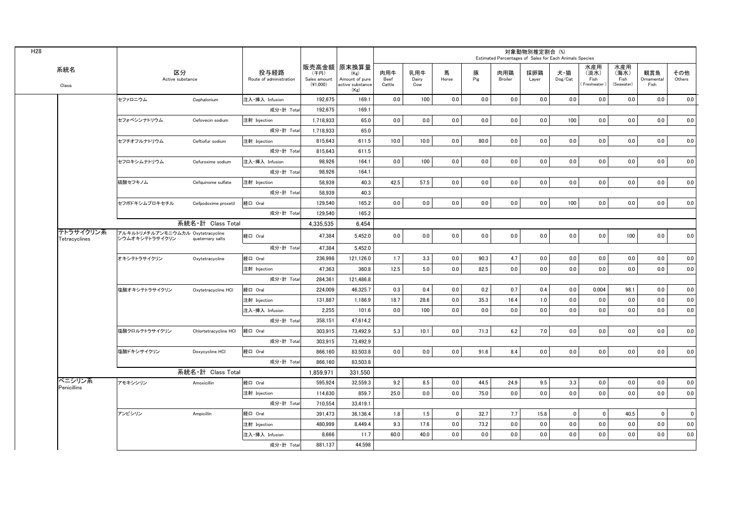H28

| 系統名 Class | 区分 Active substance | | 投与経路 Route of administration | 販売高金額 (千円) Sales amount (¥1,000) | 原末換算量 (Kg) Amount of pure active substance (Kg) | 対象動物別推定割合 (%) Estimated Percentages of Sales for Each Animals Species | | | | | | | | | | |
|---|---|---|---|---|---|---|---|---|---|---|---|---|---|---|---|---|
| | | | | | | 肉用牛 Beef Cattle | 乳用牛 Dairy Cow | 馬 Horse | 豚 Pig | 肉用鶏 Broiler | 採卵鶏 Layer | 犬・猫 Dog/Cat | 水産用 (淡水) Fish (Freshwater) | 水産用 (海水) Fish (Seawater) | 観賞魚 Ornamental Fish | その他 Others |
| | セファロニウム | Cephalonium | 注入・挿入 Infusion | 192,675 | 169.1 | 0.0 | 100 | 0.0 | 0.0 | 0.0 | 0.0 | 0.0 | 0.0 | 0.0 | 0.0 | 0.0 |
| | | | 成分・計 Total | 192,675 | 169.1 | | | | | | | | | | | |
| | セフォベシンナトリウム | Cefovecin sodium | 注射 Injection | 1,718,933 | 65.0 | 0.0 | 0.0 | 0.0 | 0.0 | 0.0 | 0.0 | 100 | 0.0 | 0.0 | 0.0 | 0.0 |
| | | | 成分・計 Total | 1,718,933 | 65.0 | | | | | | | | | | | |
| | セフチオフルナトリウム | Ceftiofur sodium | 注射 Injection | 815,643 | 611.5 | 10.0 | 10.0 | 0.0 | 80.0 | 0.0 | 0.0 | 0.0 | 0.0 | 0.0 | 0.0 | 0.0 |
| | | | 成分・計 Total | 815,643 | 611.5 | | | | | | | | | | | |
| | セフロキシムナトリウム | Cefuroxime sodium | 注入・挿入 Infusion | 98,926 | 164.1 | 0.0 | 100 | 0.0 | 0.0 | 0.0 | 0.0 | 0.0 | 0.0 | 0.0 | 0.0 | 0.0 |
| | | | 成分・計 Total | 98,926 | 164.1 | | | | | | | | | | | |
| | 硫酸セフキノム | Cefquinome sulfate | 注射 Injection | 58,939 | 40.3 | 42.5 | 57.5 | 0.0 | 0.0 | 0.0 | 0.0 | 0.0 | 0.0 | 0.0 | 0.0 | 0.0 |
| | | | 成分・計 Total | 58,939 | 40.3 | | | | | | | | | | | |
| | セフポドキシムプロキセチル | Cefpodoxime proxetil | 経口 Oral | 129,540 | 165.2 | 0.0 | 0.0 | 0.0 | 0.0 | 0.0 | 0.0 | 100 | 0.0 | 0.0 | 0.0 | 0.0 |
| | | | 成分・計 Total | 129,540 | 165.2 | | | | | | | | | | | |
| | 系統名・計 Class Total | | | 4,335,535 | 6,454 | | | | | | | | | | | |
| テトラサイクリン系 Tetracyclines | アルキルトリメチルアンモニウムカルシウムオキシテトラサイクリン | Oxytetracycline quaternary salts | 経口 Oral | 47,384 | 5,452.0 | 0.0 | 0.0 | 0.0 | 0.0 | 0.0 | 0.0 | 0.0 | 0.0 | 100 | 0.0 | 0.0 |
| | | | 成分・計 Total | 47,384 | 5,452.0 | | | | | | | | | | | |
| | オキシテトラサイクリン | Oxytetracycline | 経口 Oral | 236,998 | 121,126.0 | 1.7 | 3.3 | 0.0 | 90.3 | 4.7 | 0.0 | 0.0 | 0.0 | 0.0 | 0.0 | 0.0 |
| | | | 注射 Injection | 47,363 | 360.8 | 12.5 | 5.0 | 0.0 | 82.5 | 0.0 | 0.0 | 0.0 | 0.0 | 0.0 | 0.0 | 0.0 |
| | | | 成分・計 Total | 284,361 | 121,486.8 | | | | | | | | | | | |
| | 塩酸オキシテトラサイクリン | Oxytetracycline HCl | 経口 Oral | 224,009 | 46,325.7 | 0.3 | 0.4 | 0.0 | 0.2 | 0.7 | 0.4 | 0.0 | 0.004 | 98.1 | 0.0 | 0.0 |
| | | | 注射 Injection | 131,887 | 1,186.9 | 18.7 | 28.6 | 0.0 | 35.3 | 16.4 | 1.0 | 0.0 | 0.0 | 0.0 | 0.0 | 0.0 |
| | | | 注入・挿入 Infusion | 2,255 | 101.6 | 0.0 | 100 | 0.0 | 0.0 | 0.0 | 0.0 | 0.0 | 0.0 | 0.0 | 0.0 | 0.0 |
| | | | 成分・計 Total | 358,151 | 47,614.2 | | | | | | | | | | | |
| | 塩酸クロルテトラサイクリン | Chlortetracycline HCl | 経口 Oral | 303,915 | 73,492.9 | 5.3 | 10.1 | 0.0 | 71.3 | 6.2 | 7.0 | 0.0 | 0.0 | 0.0 | 0.0 | 0.0 |
| | | | 成分・計 Total | 303,915 | 73,492.9 | | | | | | | | | | | |
| | 塩酸ドキシサイクリン | Doxycycline HCl | 経口 Oral | 866,160 | 83,503.8 | 0.0 | 0.0 | 0.0 | 91.6 | 8.4 | 0.0 | 0.0 | 0.0 | 0.0 | 0.0 | 0.0 |
| | | | 成分・計 Total | 866,160 | 83,503.8 | | | | | | | | | | | |
| | 系統名・計 Class Total | | | 1,859,971 | 331,550 | | | | | | | | | | | |
| ペニシリン系 Penicillins | アモキシシリン | Amoxicillin | 経口 Oral | 595,924 | 32,559.3 | 9.2 | 8.5 | 0.0 | 44.5 | 24.9 | 9.5 | 3.3 | 0.0 | 0.0 | 0.0 | 0.0 |
| | | | 注射 Injection | 114,630 | 859.7 | 25.0 | 0.0 | 0.0 | 75.0 | 0.0 | 0.0 | 0.0 | 0.0 | 0.0 | 0.0 | 0.0 |
| | | | 成分・計 Total | 710,554 | 33,419.1 | | | | | | | | | | | |
| | アンピシリン | Ampicillin | 経口 Oral | 391,473 | 36,136.4 | 1.8 | 1.5 | 0 | 32.7 | 7.7 | 15.8 | 0 | 0 | 40.5 | 0 | 0 |
| | | | 注射 Injection | 480,999 | 8,449.4 | 9.3 | 17.6 | 0.0 | 73.2 | 0.0 | 0.0 | 0.0 | 0.0 | 0.0 | 0.0 | 0.0 |
| | | | 注入・挿入 Infusion | 8,666 | 11.7 | 60.0 | 40.0 | 0.0 | 0.0 | 0.0 | 0.0 | 0.0 | 0.0 | 0.0 | 0.0 | 0.0 |
| | | | 成分・計 Total | 881,137 | 44,598 | | | | | | | | | | | |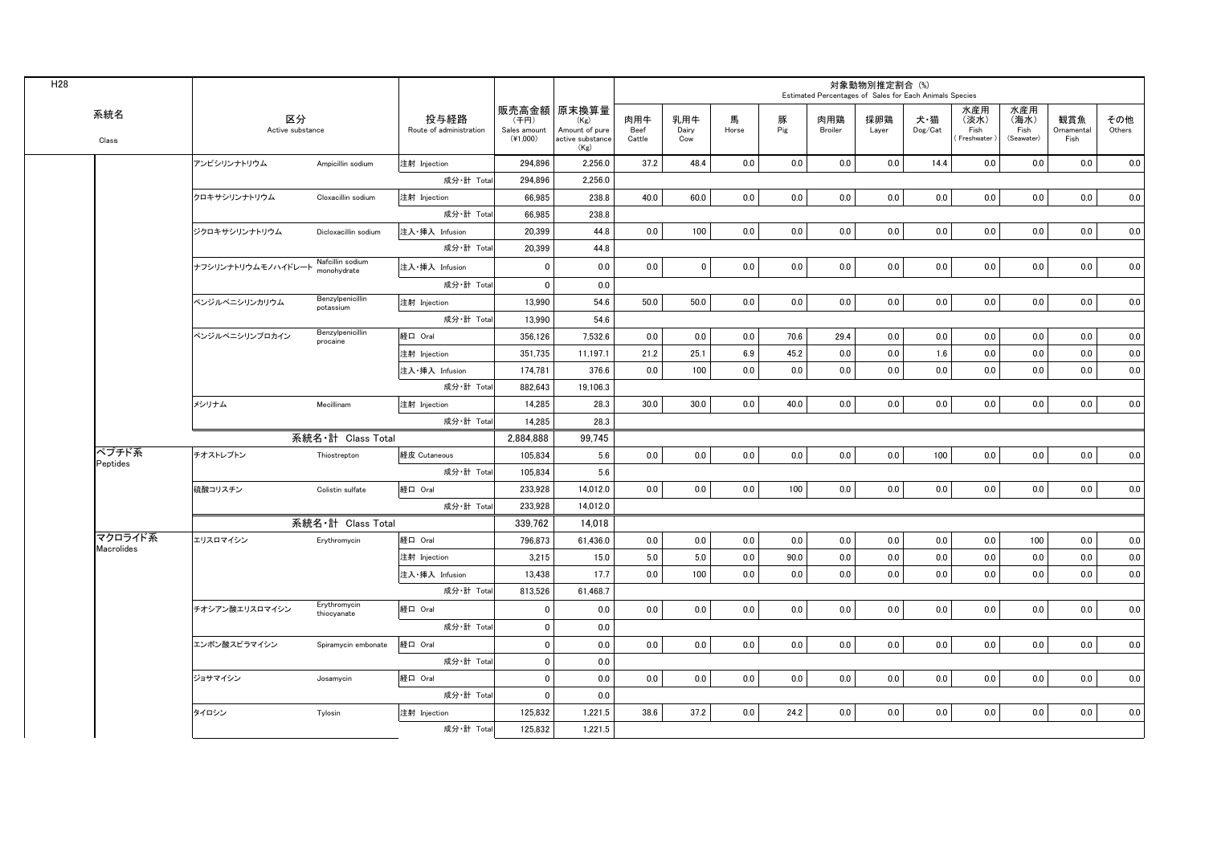H28

| 系統名 Class | 区分 Active substance | | 投与経路 Route of administration | 販売高金額 (千円) Sales amount (¥1,000) | 原末換算量 (Kg) Amount of pure active substance (Kg) | 対象動物別推定割合 (%) Estimated Percentages of Sales for Each Animals Species | | | | | | | | | | |
|---|---|---|---|---|---|---|---|---|---|---|---|---|---|---|---|---|
| | | | | | | 肉用牛 Beef Cattle | 乳用牛 Dairy Cow | 馬 Horse | 豚 Pig | 肉用鶏 Broiler | 採卵鶏 Layer | 犬・猫 Dog/Cat | 水産用（淡水） Fish (Freshwater) | 水産用（海水） Fish (Seawater) | 観賞魚 Ornamental Fish | その他 Others |
| | アンピシリンナトリウム | Ampicillin sodium | 注射 Injection | 294,896 | 2,256.0 | 37.2 | 48.4 | 0.0 | 0.0 | 0.0 | 0.0 | 14.4 | 0.0 | 0.0 | 0.0 | 0.0 |
| | | | 成分・計 Total | 294,896 | 2,256.0 | | | | | | | | | | | |
| | クロキサシリンナトリウム | Cloxacillin sodium | 注射 Injection | 66,985 | 238.8 | 40.0 | 60.0 | 0.0 | 0.0 | 0.0 | 0.0 | 0.0 | 0.0 | 0.0 | 0.0 | 0.0 |
| | | | 成分・計 Total | 66,985 | 238.8 | | | | | | | | | | | |
| | ジクロキサシリンナトリウム | Dicloxacillin sodium | 注入・挿入 Infusion | 20,399 | 44.8 | 0.0 | 100 | 0.0 | 0.0 | 0.0 | 0.0 | 0.0 | 0.0 | 0.0 | 0.0 | 0.0 |
| | | | 成分・計 Total | 20,399 | 44.8 | | | | | | | | | | | |
| | ナフシリンナトリウムモノハイドレート | Nafcillin sodium monohydrate | 注入・挿入 Infusion | 0 | 0.0 | 0.0 | 0 | 0.0 | 0.0 | 0.0 | 0.0 | 0.0 | 0.0 | 0.0 | 0.0 | 0.0 |
| | | | 成分・計 Total | 0 | 0.0 | | | | | | | | | | | |
| | ベンジルペニシリンカリウム | Benzylpenicillin potassium | 注射 Injection | 13,990 | 54.6 | 50.0 | 50.0 | 0.0 | 0.0 | 0.0 | 0.0 | 0.0 | 0.0 | 0.0 | 0.0 | 0.0 |
| | | | 成分・計 Total | 13,990 | 54.6 | | | | | | | | | | | |
| | ベンジルペニシリンプロカイン | Benzylpenicillin procaine | 経口 Oral | 356,126 | 7,532.6 | 0.0 | 0.0 | 0.0 | 70.6 | 29.4 | 0.0 | 0.0 | 0.0 | 0.0 | 0.0 | 0.0 |
| | | | 注射 Injection | 351,735 | 11,197.1 | 21.2 | 25.1 | 6.9 | 45.2 | 0.0 | 0.0 | 1.6 | 0.0 | 0.0 | 0.0 | 0.0 |
| | | | 注入・挿入 Infusion | 174,781 | 376.6 | 0.0 | 100 | 0.0 | 0.0 | 0.0 | 0.0 | 0.0 | 0.0 | 0.0 | 0.0 | 0.0 |
| | | | 成分・計 Total | 882,643 | 19,106.3 | | | | | | | | | | | |
| | メシリナム | Mecillinam | 注射 Injection | 14,285 | 28.3 | 30.0 | 30.0 | 0.0 | 40.0 | 0.0 | 0.0 | 0.0 | 0.0 | 0.0 | 0.0 | 0.0 |
| | | | 成分・計 Total | 14,285 | 28.3 | | | | | | | | | | | |
| | 系統名・計 Class Total | | | 2,884,888 | 99,745 | | | | | | | | | | | |
| ペプチド系 Peptides | チオストレプトン | Thiostrepton | 経皮 Cutaneous | 105,834 | 5.6 | 0.0 | 0.0 | 0.0 | 0.0 | 0.0 | 0.0 | 100 | 0.0 | 0.0 | 0.0 | 0.0 |
| | | | 成分・計 Total | 105,834 | 5.6 | | | | | | | | | | | |
| | 硫酸コリスチン | Colistin sulfate | 経口 Oral | 233,928 | 14,012.0 | 0.0 | 0.0 | 0.0 | 100 | 0.0 | 0.0 | 0.0 | 0.0 | 0.0 | 0.0 | 0.0 |
| | | | 成分・計 Total | 233,928 | 14,012.0 | | | | | | | | | | | |
| | 系統名・計 Class Total | | | 339,762 | 14,018 | | | | | | | | | | | |
| マクロライド系 Macrolides | エリスロマイシン | Erythromycin | 経口 Oral | 796,873 | 61,436.0 | 0.0 | 0.0 | 0.0 | 0.0 | 0.0 | 0.0 | 0.0 | 0.0 | 100 | 0.0 | 0.0 |
| | | | 注射 Injection | 3,215 | 15.0 | 5.0 | 5.0 | 0.0 | 90.0 | 0.0 | 0.0 | 0.0 | 0.0 | 0.0 | 0.0 | 0.0 |
| | | | 注入・挿入 Infusion | 13,438 | 17.7 | 0.0 | 100 | 0.0 | 0.0 | 0.0 | 0.0 | 0.0 | 0.0 | 0.0 | 0.0 | 0.0 |
| | | | 成分・計 Total | 813,526 | 61,468.7 | | | | | | | | | | | |
| | チオシアン酸エリスロマイシン | Erythromycin thiocyanate | 経口 Oral | 0 | 0.0 | 0.0 | 0.0 | 0.0 | 0.0 | 0.0 | 0.0 | 0.0 | 0.0 | 0.0 | 0.0 | 0.0 |
| | | | 成分・計 Total | 0 | 0.0 | | | | | | | | | | | |
| | エンボン酸スピラマイシン | Spiramycin embonate | 経口 Oral | 0 | 0.0 | 0.0 | 0.0 | 0.0 | 0.0 | 0.0 | 0.0 | 0.0 | 0.0 | 0.0 | 0.0 | 0.0 |
| | | | 成分・計 Total | 0 | 0.0 | | | | | | | | | | | |
| | ジョサマイシン | Josamycin | 経口 Oral | 0 | 0.0 | 0.0 | 0.0 | 0.0 | 0.0 | 0.0 | 0.0 | 0.0 | 0.0 | 0.0 | 0.0 | 0.0 |
| | | | 成分・計 Total | 0 | 0.0 | | | | | | | | | | | |
| | タイロシン | Tylosin | 注射 Injection | 125,832 | 1,221.5 | 38.6 | 37.2 | 0.0 | 24.2 | 0.0 | 0.0 | 0.0 | 0.0 | 0.0 | 0.0 | 0.0 |
| | | | 成分・計 Total | 125,832 | 1,221.5 | | | | | | | | | | | |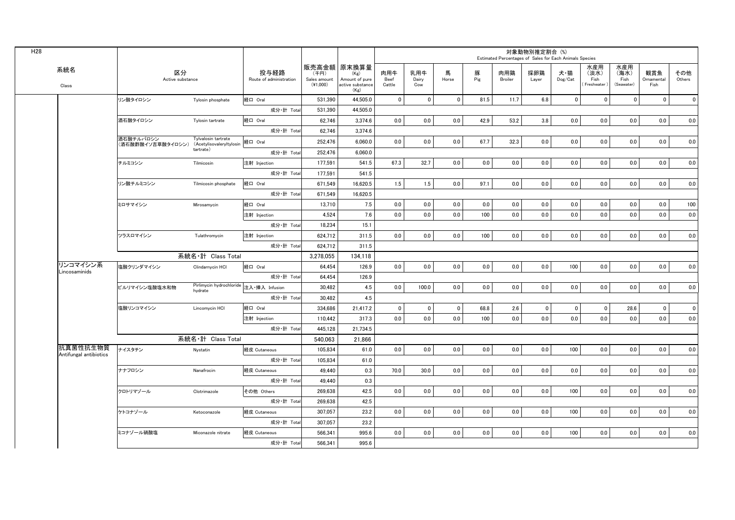H28

| 系統名 Class | 区分 Active substance | | 投与経路 Route of administration | 販売高金額 (千円) Sales amount (¥1,000) | 原末換算量 (Kg) Amount of pure active substance (Kg) | 対象動物別推定割合 (%) Estimated Percentages of Sales for Each Animals Species | | | | | | | | | | |
|---|---|---|---|---|---|---|---|---|---|---|---|---|---|---|---|---|
| | | | | | | 肉用牛 Beef Cattle | 乳用牛 Dairy Cow | 馬 Horse | 豚 Pig | 肉用鶏 Broiler | 採卵鶏 Layer | 犬・猫 Dog/Cat | 水産用（淡水） Fish (Freshwater) | 水産用（海水） Fish (Seawater) | 観賞魚 Ornamental Fish | その他 Others |
| | リン酸タイロシン | Tylosin phosphate | 経口 Oral | 531,390 | 44,505.0 | 0 | 0 | 0 | 81.5 | 11.7 | 6.8 | 0 | 0 | 0 | 0 | 0 |
| | | | 成分・計 Total | 531,390 | 44,505.0 | | | | | | | | | | | |
| | 酒石酸タイロシン | Tylosin tartrate | 経口 Oral | 62,746 | 3,374.6 | 0.0 | 0.0 | 0.0 | 42.9 | 53.2 | 3.8 | 0.0 | 0.0 | 0.0 | 0.0 | 0.0 |
| | | | 成分・計 Total | 62,746 | 3,374.6 | | | | | | | | | | | |
| | 酒石酸チルバロシン（酒石酸酢酸イソ吉草酸タイロシン） | Tylvalosin tartrate (Acetylisovaleryltylosin tartrate) | 経口 Oral | 252,476 | 6,060.0 | 0.0 | 0.0 | 0.0 | 67.7 | 32.3 | 0.0 | 0.0 | 0.0 | 0.0 | 0.0 | 0.0 |
| | | | 成分・計 Total | 252,476 | 6,060.0 | | | | | | | | | | | |
| | チルミコシン | Tilmicosin | 注射 Injection | 177,591 | 541.5 | 67.3 | 32.7 | 0.0 | 0.0 | 0.0 | 0.0 | 0.0 | 0.0 | 0.0 | 0.0 | 0.0 |
| | | | 成分・計 Total | 177,591 | 541.5 | | | | | | | | | | | |
| | リン酸チルミコシン | Tilmicosin phosphate | 経口 Oral | 671,549 | 16,620.5 | 1.5 | 1.5 | 0.0 | 97.1 | 0.0 | 0.0 | 0.0 | 0.0 | 0.0 | 0.0 | 0.0 |
| | | | 成分・計 Total | 671,549 | 16,620.5 | | | | | | | | | | | |
| | ミロサマイシン | Mirosamycin | 経口 Oral | 13,710 | 7.5 | 0.0 | 0.0 | 0.0 | 0.0 | 0.0 | 0.0 | 0.0 | 0.0 | 0.0 | 0.0 | 100 |
| | | | 注射 Injection | 4,524 | 7.6 | 0.0 | 0.0 | 0.0 | 100 | 0.0 | 0.0 | 0.0 | 0.0 | 0.0 | 0.0 | 0.0 |
| | | | 成分・計 Total | 18,234 | 15.1 | | | | | | | | | | | |
| | ツラスロマイシン | Tulathromycin | 注射 Injection | 624,712 | 311.5 | 0.0 | 0.0 | 0.0 | 100 | 0.0 | 0.0 | 0.0 | 0.0 | 0.0 | 0.0 | 0.0 |
| | | | 成分・計 Total | 624,712 | 311.5 | | | | | | | | | | | |
| | 系統名・計 Class Total | | | 3,278,055 | 134,118 | | | | | | | | | | | |
| リンコマイシン系 Lincosaminids | 塩酸クリンダマイシン | Clindamycin HCl | 経口 Oral | 64,454 | 126.9 | 0.0 | 0.0 | 0.0 | 0.0 | 0.0 | 0.0 | 100 | 0.0 | 0.0 | 0.0 | 0.0 |
| | | | 成分・計 Total | 64,454 | 126.9 | | | | | | | | | | | |
| | ピルリマイシン塩酸塩水和物 | Pirlimycin hydrochloride hydrate | 注入・挿入 Infusion | 30,482 | 4.5 | 0.0 | 100.0 | 0.0 | 0.0 | 0.0 | 0.0 | 0.0 | 0.0 | 0.0 | 0.0 | 0.0 |
| | | | 成分・計 Total | 30,482 | 4.5 | | | | | | | | | | | |
| | 塩酸リンコマイシン | Lincomycin HCl | 経口 Oral | 334,686 | 21,417.2 | 0 | 0 | 0 | 68.8 | 2.6 | 0 | 0 | 0 | 28.6 | 0 | 0 |
| | | | 注射 Injection | 110,442 | 317.3 | 0.0 | 0.0 | 0.0 | 100 | 0.0 | 0.0 | 0.0 | 0.0 | 0.0 | 0.0 | 0.0 |
| | | | 成分・計 Total | 445,128 | 21,734.5 | | | | | | | | | | | |
| | 系統名・計 Class Total | | | 540,063 | 21,866 | | | | | | | | | | | |
| 抗真菌性抗生物質 Antifungal antibiotics | ナイスタチン | Nystatin | 経皮 Cutaneous | 105,834 | 61.0 | 0.0 | 0.0 | 0.0 | 0.0 | 0.0 | 0.0 | 100 | 0.0 | 0.0 | 0.0 | 0.0 |
| | | | 成分・計 Total | 105,834 | 61.0 | | | | | | | | | | | |
| | ナナフロシン | Nanafrocin | 経皮 Cutaneous | 49,440 | 0.3 | 70.0 | 30.0 | 0.0 | 0.0 | 0.0 | 0.0 | 0.0 | 0.0 | 0.0 | 0.0 | 0.0 |
| | | | 成分・計 Total | 49,440 | 0.3 | | | | | | | | | | | |
| | クロトリマゾール | Clotrimazole | その他 Others | 269,638 | 42.5 | 0.0 | 0.0 | 0.0 | 0.0 | 0.0 | 0.0 | 100 | 0.0 | 0.0 | 0.0 | 0.0 |
| | | | 成分・計 Total | 269,638 | 42.5 | | | | | | | | | | | |
| | ケトコナゾール | Ketoconazole | 経皮 Cutaneous | 307,057 | 23.2 | 0.0 | 0.0 | 0.0 | 0.0 | 0.0 | 0.0 | 100 | 0.0 | 0.0 | 0.0 | 0.0 |
| | | | 成分・計 Total | 307,057 | 23.2 | | | | | | | | | | | |
| | ミコナゾール硝酸塩 | Miconazole nitrate | 経皮 Cutaneous | 566,341 | 995.6 | 0.0 | 0.0 | 0.0 | 0.0 | 0.0 | 0.0 | 100 | 0.0 | 0.0 | 0.0 | 0.0 |
| | | | 成分・計 Total | 566,341 | 995.6 | | | | | | | | | | | |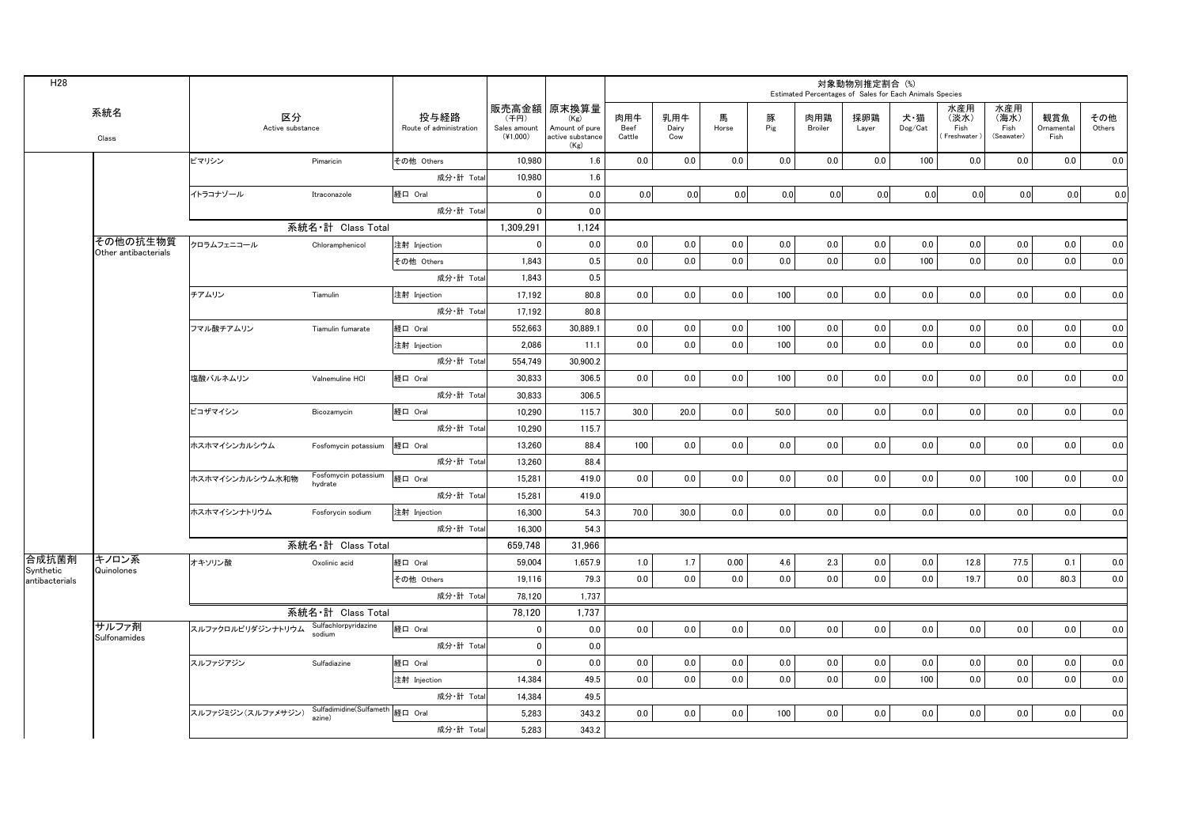| H28 | | | | | | | 対象動物別推定割合 (%) Estimated Percentages of Sales for Each Animals Species | | | | | | | | | | |
|---|---|---|---|---|---|---|---|---|---|---|---|---|---|---|---|---|---|
| 系統名 Class | | 区分 Active substance | | 投与経路 Route of administration | 販売高金額 (千円) Sales amount (¥1,000) | 原末換算量 (Kg) Amount of pure active substance (Kg) | 肉用牛 Beef Cattle | 乳用牛 Dairy Cow | 馬 Horse | 豚 Pig | 肉用鶏 Broiler | 採卵鶏 Layer | 犬・猫 Dog/Cat | 水産用 (淡水) Fish (Freshwater) | 水産用 (海水) Fish (Seawater) | 観賞魚 Ornamental Fish | その他 Others |
| | | ピマリシン | Pimaricin | その他 Others | 10,980 | 1.6 | 0.0 | 0.0 | 0.0 | 0.0 | 0.0 | 0.0 | 100 | 0.0 | 0.0 | 0.0 | 0.0 |
| | | | | 成分・計 Total | 10,980 | 1.6 | | | | | | | | | | | |
| | | イトラコナゾール | Itraconazole | 経口 Oral | 0 | 0.0 | 0.0 | 0.0 | 0.0 | 0.0 | 0.0 | 0.0 | 0.0 | 0.0 | 0.0 | 0.0 | 0.0 |
| | | | | 成分・計 Total | 0 | 0.0 | | | | | | | | | | | |
| | | 系統名・計 Class Total | | | 1,309,291 | 1,124 | | | | | | | | | | | |
| | その他の抗生物質 Other antibacterials | クロラムフェニコール | Chloramphenicol | 注射 Injection | 0 | 0.0 | 0.0 | 0.0 | 0.0 | 0.0 | 0.0 | 0.0 | 0.0 | 0.0 | 0.0 | 0.0 | 0.0 |
| | | | | その他 Others | 1,843 | 0.5 | 0.0 | 0.0 | 0.0 | 0.0 | 0.0 | 0.0 | 100 | 0.0 | 0.0 | 0.0 | 0.0 |
| | | | | 成分・計 Total | 1,843 | 0.5 | | | | | | | | | | | |
| | | チアムリン | Tiamulin | 注射 Injection | 17,192 | 80.8 | 0.0 | 0.0 | 0.0 | 100 | 0.0 | 0.0 | 0.0 | 0.0 | 0.0 | 0.0 | 0.0 |
| | | | | 成分・計 Total | 17,192 | 80.8 | | | | | | | | | | | |
| | | フマル酸チアムリン | Tiamulin fumarate | 経口 Oral | 552,663 | 30,889.1 | 0.0 | 0.0 | 0.0 | 100 | 0.0 | 0.0 | 0.0 | 0.0 | 0.0 | 0.0 | 0.0 |
| | | | | 注射 Injection | 2,086 | 11.1 | 0.0 | 0.0 | 0.0 | 100 | 0.0 | 0.0 | 0.0 | 0.0 | 0.0 | 0.0 | 0.0 |
| | | | | 成分・計 Total | 554,749 | 30,900.2 | | | | | | | | | | | |
| | | 塩酸バルネムリン | Valnemuline HCl | 経口 Oral | 30,833 | 306.5 | 0.0 | 0.0 | 0.0 | 100 | 0.0 | 0.0 | 0.0 | 0.0 | 0.0 | 0.0 | 0.0 |
| | | | | 成分・計 Total | 30,833 | 306.5 | | | | | | | | | | | |
| | | ビコザマイシン | Bicozamycin | 経口 Oral | 10,290 | 115.7 | 30.0 | 20.0 | 0.0 | 50.0 | 0.0 | 0.0 | 0.0 | 0.0 | 0.0 | 0.0 | 0.0 |
| | | | | 成分・計 Total | 10,290 | 115.7 | | | | | | | | | | | |
| | | ホスホマイシンカルシウム | Fosfomycin potassium | 経口 Oral | 13,260 | 88.4 | 100 | 0.0 | 0.0 | 0.0 | 0.0 | 0.0 | 0.0 | 0.0 | 0.0 | 0.0 | 0.0 |
| | | | | 成分・計 Total | 13,260 | 88.4 | | | | | | | | | | | |
| | | ホスホマイシンカルシウム水和物 | Fosfomycin potassium hydrate | 経口 Oral | 15,281 | 419.0 | 0.0 | 0.0 | 0.0 | 0.0 | 0.0 | 0.0 | 0.0 | 0.0 | 100 | 0.0 | 0.0 |
| | | | | 成分・計 Total | 15,281 | 419.0 | | | | | | | | | | | |
| | | ホスホマイシンナトリウム | Fosforycin sodium | 注射 Injection | 16,300 | 54.3 | 70.0 | 30.0 | 0.0 | 0.0 | 0.0 | 0.0 | 0.0 | 0.0 | 0.0 | 0.0 | 0.0 |
| | | | | 成分・計 Total | 16,300 | 54.3 | | | | | | | | | | | |
| | | 系統名・計 Class Total | | | 659,748 | 31,966 | | | | | | | | | | | |
| 合成抗菌剤 Synthetic antibacterials | キノロン系 Quinolones | オキソリン酸 | Oxolinic acid | 経口 Oral | 59,004 | 1,657.9 | 1.0 | 1.7 | 0.00 | 4.6 | 2.3 | 0.0 | 0.0 | 12.8 | 77.5 | 0.1 | 0.0 |
| | | | | その他 Others | 19,116 | 79.3 | 0.0 | 0.0 | 0.0 | 0.0 | 0.0 | 0.0 | 0.0 | 19.7 | 0.0 | 80.3 | 0.0 |
| | | | | 成分・計 Total | 78,120 | 1,737 | | | | | | | | | | | |
| | | 系統名・計 Class Total | | | 78,120 | 1,737 | | | | | | | | | | | |
| | サルファ剤 Sulfonamides | スルファクロルピリダジンナトリウム | Sulfachlorpyridazine sodium | 経口 Oral | 0 | 0.0 | 0.0 | 0.0 | 0.0 | 0.0 | 0.0 | 0.0 | 0.0 | 0.0 | 0.0 | 0.0 | 0.0 |
| | | | | 成分・計 Total | 0 | 0.0 | | | | | | | | | | | |
| | | スルファジアジン | Sulfadiazine | 経口 Oral | 0 | 0.0 | 0.0 | 0.0 | 0.0 | 0.0 | 0.0 | 0.0 | 0.0 | 0.0 | 0.0 | 0.0 | 0.0 |
| | | | | 注射 Injection | 14,384 | 49.5 | 0.0 | 0.0 | 0.0 | 0.0 | 0.0 | 0.0 | 100 | 0.0 | 0.0 | 0.0 | 0.0 |
| | | | | 成分・計 Total | 14,384 | 49.5 | | | | | | | | | | | |
| | | スルファジミジン(スルファメサジン) | Sulfadimidine(Sulfamethazine) | 経口 Oral | 5,283 | 343.2 | 0.0 | 0.0 | 0.0 | 100 | 0.0 | 0.0 | 0.0 | 0.0 | 0.0 | 0.0 | 0.0 |
| | | | | 成分・計 Total | 5,283 | 343.2 | | | | | | | | | | | |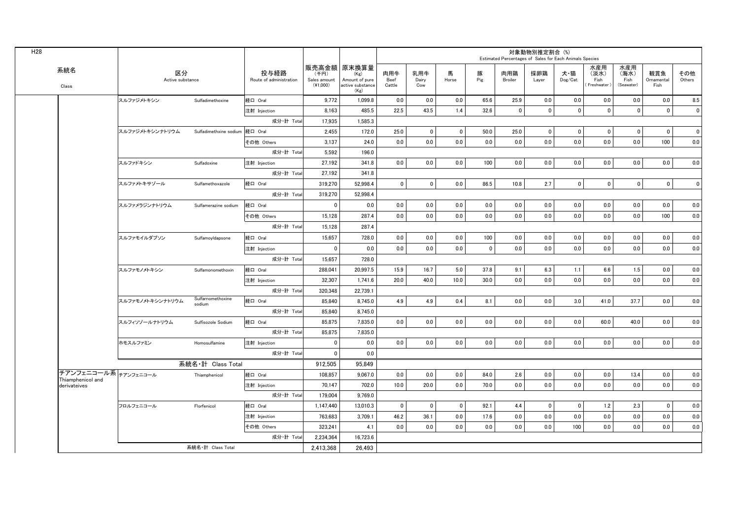H28

| 系統名 Class | 区分 Active substance | | 投与経路 Route of administration | 販売高金額 (千円) Sales amount (¥1,000) | 原末換算量 (Kg) Amount of pure active substance (Kg) | 対象動物別推定割合 (%) Estimated Percentages of Sales for Each Animals Species | | | | | | | | | | |
|---|---|---|---|---|---|---|---|---|---|---|---|---|---|---|---|---|
| | | | | | | 肉用牛 Beef Cattle | 乳用牛 Dairy Cow | 馬 Horse | 豚 Pig | 肉用鶏 Broiler | 採卵鶏 Layer | 犬・猫 Dog/Cat | 水産用 (淡水) Fish (Freshwater) | 水産用 (海水) Fish (Seawater) | 観賞魚 Ornamental Fish | その他 Others |
| | スルファジメトキシン | Sulfadimethoxine | 経口 Oral | 9,772 | 1,099.8 | 0.0 | 0.0 | 0.0 | 65.6 | 25.9 | 0.0 | 0.0 | 0.0 | 0.0 | 0.0 | 8.5 |
| | | | 注射 Injection | 8,163 | 485.5 | 22.5 | 43.5 | 1.4 | 32.6 | 0 | 0 | 0 | 0 | 0 | 0 | 0 |
| | | | 成分・計 Total | 17,935 | 1,585.3 | | | | | | | | | | | |
| | スルファジメトキシンナトリウム | Sulfadimethxine sodium | 経口 Oral | 2,455 | 172.0 | 25.0 | 0 | 0 | 50.0 | 25.0 | 0 | 0 | 0 | 0 | 0 | 0 |
| | | | その他 Others | 3,137 | 24.0 | 0.0 | 0.0 | 0.0 | 0.0 | 0.0 | 0.0 | 0.0 | 0.0 | 0.0 | 100 | 0.0 |
| | | | 成分・計 Total | 5,592 | 196.0 | | | | | | | | | | | |
| | スルファドキシン | Sulfadoxine | 注射 Injection | 27,192 | 341.8 | 0.0 | 0.0 | 0.0 | 100 | 0.0 | 0.0 | 0.0 | 0.0 | 0.0 | 0.0 | 0.0 |
| | | | 成分・計 Total | 27,192 | 341.8 | | | | | | | | | | | |
| | スルファメトキサゾール | Sulfamethoxazole | 経口 Oral | 319,270 | 52,998.4 | 0 | 0 | 0.0 | 86.5 | 10.8 | 2.7 | 0 | 0 | 0 | 0 | 0 |
| | | | 成分・計 Total | 319,270 | 52,998.4 | | | | | | | | | | | |
| | スルファメラジンナトリウム | Sulfamerazine sodium | 経口 Oral | 0 | 0.0 | 0.0 | 0.0 | 0.0 | 0.0 | 0.0 | 0.0 | 0.0 | 0.0 | 0.0 | 0.0 | 0.0 |
| | | | その他 Others | 15,128 | 287.4 | 0.0 | 0.0 | 0.0 | 0.0 | 0.0 | 0.0 | 0.0 | 0.0 | 0.0 | 100 | 0.0 |
| | | | 成分・計 Total | 15,128 | 287.4 | | | | | | | | | | | |
| | スルファモイルダプソン | Sulfamoyldapsone | 経口 Oral | 15,657 | 728.0 | 0.0 | 0.0 | 0.0 | 100 | 0.0 | 0.0 | 0.0 | 0.0 | 0.0 | 0.0 | 0.0 |
| | | | 注射 Injection | 0 | 0.0 | 0.0 | 0.0 | 0.0 | 0 | 0.0 | 0.0 | 0.0 | 0.0 | 0.0 | 0.0 | 0.0 |
| | | | 成分・計 Total | 15,657 | 728.0 | | | | | | | | | | | |
| | スルファモノメトキシン | Sulfamonomethoxin | 経口 Oral | 288,041 | 20,997.5 | 15.9 | 16.7 | 5.0 | 37.8 | 9.1 | 6.3 | 1.1 | 6.6 | 1.5 | 0.0 | 0.0 |
| | | | 注射 Injection | 32,307 | 1,741.6 | 20.0 | 40.0 | 10.0 | 30.0 | 0.0 | 0.0 | 0.0 | 0.0 | 0.0 | 0.0 | 0.0 |
| | | | 成分・計 Total | 320,348 | 22,739.1 | | | | | | | | | | | |
| | スルファモノメトキシンナトリウム | Sulfamonomethoxine sodium | 経口 Oral | 85,840 | 8,745.0 | 4.9 | 4.9 | 0.4 | 8.1 | 0.0 | 0.0 | 3.0 | 41.0 | 37.7 | 0.0 | 0.0 |
| | | | 成分・計 Total | 85,840 | 8,745.0 | | | | | | | | | | | |
| | スルフィソゾールナトリウム | Sulfisozole Sodium | 経口 Oral | 85,875 | 7,835.0 | 0.0 | 0.0 | 0.0 | 0.0 | 0.0 | 0.0 | 0.0 | 60.0 | 40.0 | 0.0 | 0.0 |
| | | | 成分・計 Total | 85,875 | 7,835.0 | | | | | | | | | | | |
| | ホモスルファミン | Homosulfamine | 注射 Injection | 0 | 0.0 | 0.0 | 0.0 | 0.0 | 0.0 | 0.0 | 0.0 | 0.0 | 0.0 | 0.0 | 0.0 | 0.0 |
| | | | 成分・計 Total | 0 | 0.0 | | | | | | | | | | | |
| | 系統名・計 Class Total | | | 912,505 | 95,849 | | | | | | | | | | | |
| チアンフェニコール系 Thiamphenicol and derivateives | チアンフェニコール | Thiamphenicol | 経口 Oral | 108,857 | 9,067.0 | 0.0 | 0.0 | 0.0 | 84.0 | 2.6 | 0.0 | 0.0 | 0.0 | 13.4 | 0.0 | 0.0 |
| | | | 注射 Injection | 70,147 | 702.0 | 10.0 | 20.0 | 0.0 | 70.0 | 0.0 | 0.0 | 0.0 | 0.0 | 0.0 | 0.0 | 0.0 |
| | | | 成分・計 Total | 179,004 | 9,769.0 | | | | | | | | | | | |
| | フロルフェニコール | Florfenicol | 経口 Oral | 1,147,440 | 13,010.3 | 0 | 0 | 0 | 92.1 | 4.4 | 0 | 0 | 1.2 | 2.3 | 0 | 0.0 |
| | | | 注射 Injection | 763,683 | 3,709.1 | 46.2 | 36.1 | 0.0 | 17.6 | 0.0 | 0.0 | 0.0 | 0.0 | 0.0 | 0.0 | 0.0 |
| | | | その他 Others | 323,241 | 4.1 | 0.0 | 0.0 | 0.0 | 0.0 | 0.0 | 0.0 | 100 | 0.0 | 0.0 | 0.0 | 0.0 |
| | | | 成分・計 Total | 2,234,364 | 16,723.6 | | | | | | | | | | | |
| | 系統名・計 Class Total | | | 2,413,368 | 26,493 | | | | | | | | | | | |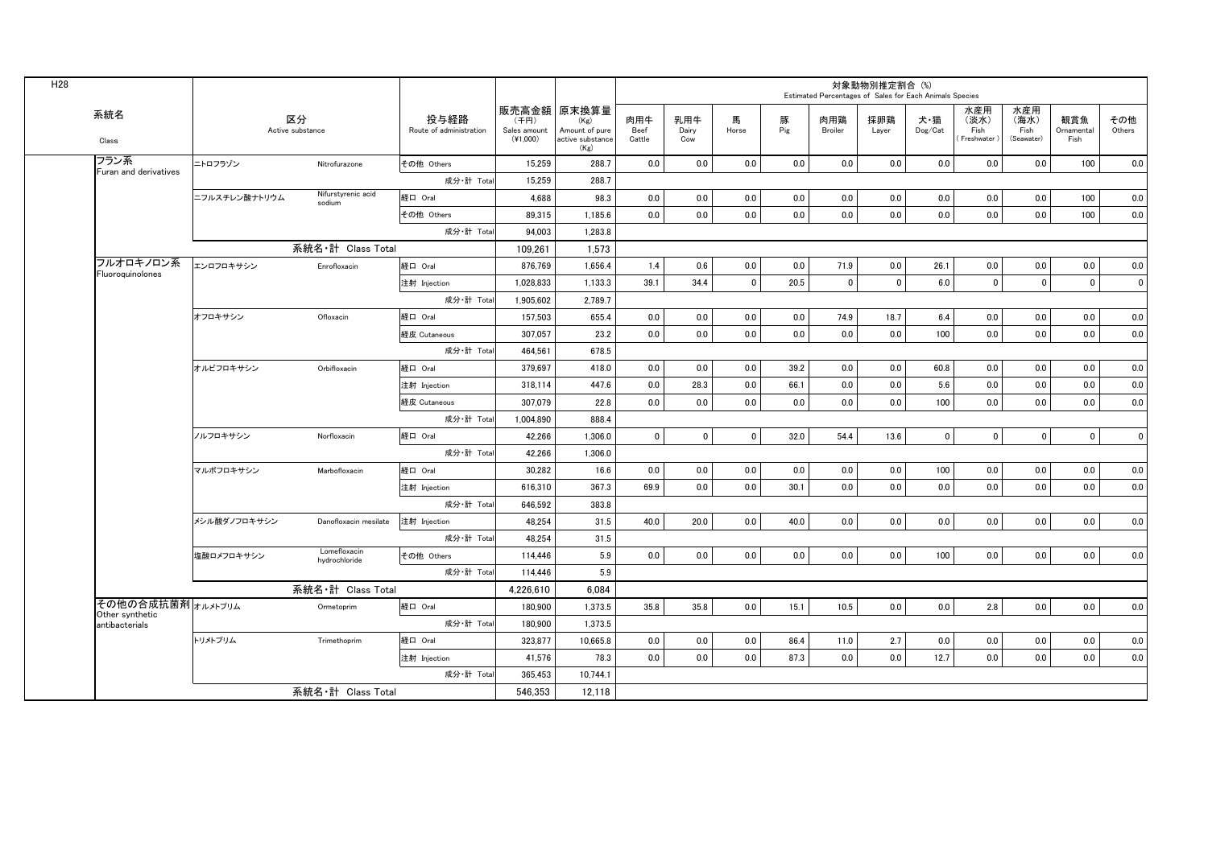H28

| 系統名 Class | 区分 Active substance | | 投与経路 Route of administration | 販売高金額 (千円) Sales amount (¥1,000) | 原末換算量 (Kg) Amount of pure active substance (Kg) | 対象動物別推定割合 (%) Estimated Percentages of Sales for Each Animals Species | | | | | | | | | | |
|---|---|---|---|---|---|---|---|---|---|---|---|---|---|---|---|---|
| | | | | | | 肉用牛 Beef Cattle | 乳用牛 Dairy Cow | 馬 Horse | 豚 Pig | 肉用鶏 Broiler | 採卵鶏 Layer | 犬・猫 Dog/Cat | 水産用 (淡水) Fish (Freshwater) | 水産用 (海水) Fish (Seawater) | 観賞魚 Ornamental Fish | その他 Others |
| フラン系 Furan and derivatives | ニトロフラゾン | Nitrofurazone | その他 Others | 15,259 | 288.7 | 0.0 | 0.0 | 0.0 | 0.0 | 0.0 | 0.0 | 0.0 | 0.0 | 0.0 | 100 | 0.0 |
| | | | 成分・計 Total | 15,259 | 288.7 | | | | | | | | | | | |
| | ニフルスチレン酸ナトリウム | Nifurstyrenic acid sodium | 経口 Oral | 4,688 | 98.3 | 0.0 | 0.0 | 0.0 | 0.0 | 0.0 | 0.0 | 0.0 | 0.0 | 0.0 | 100 | 0.0 |
| | | | その他 Others | 89,315 | 1,185.6 | 0.0 | 0.0 | 0.0 | 0.0 | 0.0 | 0.0 | 0.0 | 0.0 | 0.0 | 100 | 0.0 |
| | | | 成分・計 Total | 94,003 | 1,283.8 | | | | | | | | | | | |
| | 系統名・計 Class Total | | | 109,261 | 1,573 | | | | | | | | | | | |
| フルオロキノロン系 Fluoroquinolones | エンロフロキサシン | Enrofloxacin | 経口 Oral | 876,769 | 1,656.4 | 1.4 | 0.6 | 0.0 | 0.0 | 71.9 | 0.0 | 26.1 | 0.0 | 0.0 | 0.0 | 0.0 |
| | | | 注射 Injection | 1,028,833 | 1,133.3 | 39.1 | 34.4 | 0 | 20.5 | 0 | 0 | 6.0 | 0 | 0 | 0 | 0 |
| | | | 成分・計 Total | 1,905,602 | 2,789.7 | | | | | | | | | | | |
| | オフロキサシン | Ofloxacin | 経口 Oral | 157,503 | 655.4 | 0.0 | 0.0 | 0.0 | 0.0 | 74.9 | 18.7 | 6.4 | 0.0 | 0.0 | 0.0 | 0.0 |
| | | | 経皮 Cutaneous | 307,057 | 23.2 | 0.0 | 0.0 | 0.0 | 0.0 | 0.0 | 0.0 | 100 | 0.0 | 0.0 | 0.0 | 0.0 |
| | | | 成分・計 Total | 464,561 | 678.5 | | | | | | | | | | | |
| | オルビフロキサシン | Orbifloxacin | 経口 Oral | 379,697 | 418.0 | 0.0 | 0.0 | 0.0 | 39.2 | 0.0 | 0.0 | 60.8 | 0.0 | 0.0 | 0.0 | 0.0 |
| | | | 注射 Injection | 318,114 | 447.6 | 0.0 | 28.3 | 0.0 | 66.1 | 0.0 | 0.0 | 5.6 | 0.0 | 0.0 | 0.0 | 0.0 |
| | | | 経皮 Cutaneous | 307,079 | 22.8 | 0.0 | 0.0 | 0.0 | 0.0 | 0.0 | 0.0 | 100 | 0.0 | 0.0 | 0.0 | 0.0 |
| | | | 成分・計 Total | 1,004,890 | 888.4 | | | | | | | | | | | |
| | ノルフロキサシン | Norfloxacin | 経口 Oral | 42,266 | 1,306.0 | 0 | 0 | 0 | 32.0 | 54.4 | 13.6 | 0 | 0 | 0 | 0 | 0 |
| | | | 成分・計 Total | 42,266 | 1,306.0 | | | | | | | | | | | |
| | マルボフロキサシン | Marbofloxacin | 経口 Oral | 30,282 | 16.6 | 0.0 | 0.0 | 0.0 | 0.0 | 0.0 | 0.0 | 100 | 0.0 | 0.0 | 0.0 | 0.0 |
| | | | 注射 Injection | 616,310 | 367.3 | 69.9 | 0.0 | 0.0 | 30.1 | 0.0 | 0.0 | 0.0 | 0.0 | 0.0 | 0.0 | 0.0 |
| | | | 成分・計 Total | 646,592 | 383.8 | | | | | | | | | | | |
| | メシル酸ダノフロキサシン | Danofloxacin mesilate | 注射 Injection | 48,254 | 31.5 | 40.0 | 20.0 | 0.0 | 40.0 | 0.0 | 0.0 | 0.0 | 0.0 | 0.0 | 0.0 | 0.0 |
| | | | 成分・計 Total | 48,254 | 31.5 | | | | | | | | | | | |
| | 塩酸ロメフロキサシン | Lomefloxacin hydrochloride | その他 Others | 114,446 | 5.9 | 0.0 | 0.0 | 0.0 | 0.0 | 0.0 | 0.0 | 100 | 0.0 | 0.0 | 0.0 | 0.0 |
| | | | 成分・計 Total | 114,446 | 5.9 | | | | | | | | | | | |
| | 系統名・計 Class Total | | | 4,226,610 | 6,084 | | | | | | | | | | | |
| その他の合成抗菌剤 Other synthetic antibacterials | オルメトプリム | Ormetoprim | 経口 Oral | 180,900 | 1,373.5 | 35.8 | 35.8 | 0.0 | 15.1 | 10.5 | 0.0 | 0.0 | 2.8 | 0.0 | 0.0 | 0.0 |
| | | | 成分・計 Total | 180,900 | 1,373.5 | | | | | | | | | | | |
| | トリメトプリム | Trimethoprim | 経口 Oral | 323,877 | 10,665.8 | 0.0 | 0.0 | 0.0 | 86.4 | 11.0 | 2.7 | 0.0 | 0.0 | 0.0 | 0.0 | 0.0 |
| | | | 注射 Injection | 41,576 | 78.3 | 0.0 | 0.0 | 0.0 | 87.3 | 0.0 | 0.0 | 12.7 | 0.0 | 0.0 | 0.0 | 0.0 |
| | | | 成分・計 Total | 365,453 | 10,744.1 | | | | | | | | | | | |
| | 系統名・計 Class Total | | | 546,353 | 12,118 | | | | | | | | | | | |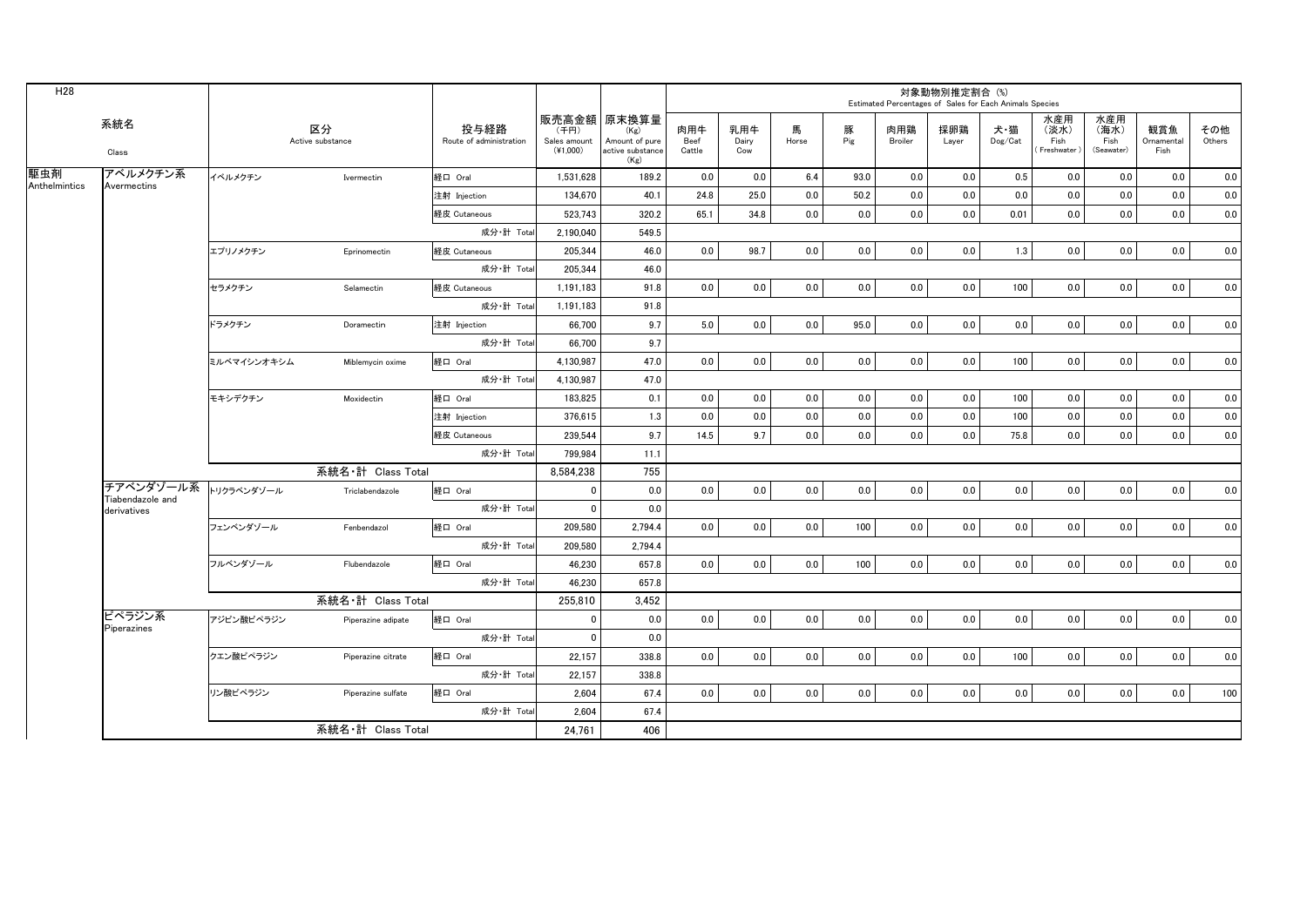H28

| 系統名 Class | | 区分 Active substance | | 投与経路 Route of administration | 販売高金額（千円） Sales amount (¥1,000) | 原末換算量 (Kg) Amount of pure active substance (Kg) | 対象動物別推定割合 (%) Estimated Percentages of Sales for Each Animals Species | | | | | | | | | | |
|---|---|---|---|---|---|---|---|---|---|---|---|---|---|---|---|---|---|
| | | | | | | | 肉用牛 Beef Cattle | 乳用牛 Dairy Cow | 馬 Horse | 豚 Pig | 肉用鶏 Broiler | 採卵鶏 Layer | 犬・猫 Dog/Cat | 水産用（淡水） Fish (Freshwater) | 水産用（海水） Fish (Seawater) | 観賞魚 Ornamental Fish | その他 Others |
| 駆虫剤 Anthelmintics | アベルメクチン系 Avermectins | イベルメクチン | Ivermectin | 経口 Oral | 1,531,628 | 189.2 | 0.0 | 0.0 | 6.4 | 93.0 | 0.0 | 0.0 | 0.5 | 0.0 | 0.0 | 0.0 | 0.0 |
| | | | | 注射 Injection | 134,670 | 40.1 | 24.8 | 25.0 | 0.0 | 50.2 | 0.0 | 0.0 | 0.0 | 0.0 | 0.0 | 0.0 | 0.0 |
| | | | | 経皮 Cutaneous | 523,743 | 320.2 | 65.1 | 34.8 | 0.0 | 0.0 | 0.0 | 0.0 | 0.01 | 0.0 | 0.0 | 0.0 | 0.0 |
| | | | | 成分・計 Total | 2,190,040 | 549.5 | | | | | | | | | | | |
| | | エプリノメクチン | Eprinomectin | 経皮 Cutaneous | 205,344 | 46.0 | 0.0 | 98.7 | 0.0 | 0.0 | 0.0 | 0.0 | 1.3 | 0.0 | 0.0 | 0.0 | 0.0 |
| | | | | 成分・計 Total | 205,344 | 46.0 | | | | | | | | | | | |
| | | セラメクチン | Selamectin | 経皮 Cutaneous | 1,191,183 | 91.8 | 0.0 | 0.0 | 0.0 | 0.0 | 0.0 | 0.0 | 100 | 0.0 | 0.0 | 0.0 | 0.0 |
| | | | | 成分・計 Total | 1,191,183 | 91.8 | | | | | | | | | | | |
| | | ドラメクチン | Doramectin | 注射 Injection | 66,700 | 9.7 | 5.0 | 0.0 | 0.0 | 95.0 | 0.0 | 0.0 | 0.0 | 0.0 | 0.0 | 0.0 | 0.0 |
| | | | | 成分・計 Total | 66,700 | 9.7 | | | | | | | | | | | |
| | | ミルベマイシンオキシム | Miblemycin oxime | 経口 Oral | 4,130,987 | 47.0 | 0.0 | 0.0 | 0.0 | 0.0 | 0.0 | 0.0 | 100 | 0.0 | 0.0 | 0.0 | 0.0 |
| | | | | 成分・計 Total | 4,130,987 | 47.0 | | | | | | | | | | | |
| | | モキシデクチン | Moxidectin | 経口 Oral | 183,825 | 0.1 | 0.0 | 0.0 | 0.0 | 0.0 | 0.0 | 0.0 | 100 | 0.0 | 0.0 | 0.0 | 0.0 |
| | | | | 注射 Injection | 376,615 | 1.3 | 0.0 | 0.0 | 0.0 | 0.0 | 0.0 | 0.0 | 100 | 0.0 | 0.0 | 0.0 | 0.0 |
| | | | | 経皮 Cutaneous | 239,544 | 9.7 | 14.5 | 9.7 | 0.0 | 0.0 | 0.0 | 0.0 | 75.8 | 0.0 | 0.0 | 0.0 | 0.0 |
| | | | | 成分・計 Total | 799,984 | 11.1 | | | | | | | | | | | |
| | | 系統名・計 Class Total | | | 8,584,238 | 755 | | | | | | | | | | | |
| | チアベンダゾール系 Tiabendazole and derivatives | トリクラベンダゾール | Triclabendazole | 経口 Oral | 0 | 0.0 | 0.0 | 0.0 | 0.0 | 0.0 | 0.0 | 0.0 | 0.0 | 0.0 | 0.0 | 0.0 | 0.0 |
| | | | | 成分・計 Total | 0 | 0.0 | | | | | | | | | | | |
| | | フェンベンダゾール | Fenbendazol | 経口 Oral | 209,580 | 2,794.4 | 0.0 | 0.0 | 0.0 | 100 | 0.0 | 0.0 | 0.0 | 0.0 | 0.0 | 0.0 | 0.0 |
| | | | | 成分・計 Total | 209,580 | 2,794.4 | | | | | | | | | | | |
| | | フルベンダゾール | Flubendazole | 経口 Oral | 46,230 | 657.8 | 0.0 | 0.0 | 0.0 | 100 | 0.0 | 0.0 | 0.0 | 0.0 | 0.0 | 0.0 | 0.0 |
| | | | | 成分・計 Total | 46,230 | 657.8 | | | | | | | | | | | |
| | | 系統名・計 Class Total | | | 255,810 | 3,452 | | | | | | | | | | | |
| | ピペラジン系 Piperazines | アジピン酸ピペラジン | Piperazine adipate | 経口 Oral | 0 | 0.0 | 0.0 | 0.0 | 0.0 | 0.0 | 0.0 | 0.0 | 0.0 | 0.0 | 0.0 | 0.0 | 0.0 |
| | | | | 成分・計 Total | 0 | 0.0 | | | | | | | | | | | |
| | | クエン酸ピペラジン | Piperazine citrate | 経口 Oral | 22,157 | 338.8 | 0.0 | 0.0 | 0.0 | 0.0 | 0.0 | 0.0 | 100 | 0.0 | 0.0 | 0.0 | 0.0 |
| | | | | 成分・計 Total | 22,157 | 338.8 | | | | | | | | | | | |
| | | リン酸ピペラジン | Piperazine sulfate | 経口 Oral | 2,604 | 67.4 | 0.0 | 0.0 | 0.0 | 0.0 | 0.0 | 0.0 | 0.0 | 0.0 | 0.0 | 0.0 | 100 |
| | | | | 成分・計 Total | 2,604 | 67.4 | | | | | | | | | | | |
| | | 系統名・計 Class Total | | | 24,761 | 406 | | | | | | | | | | | |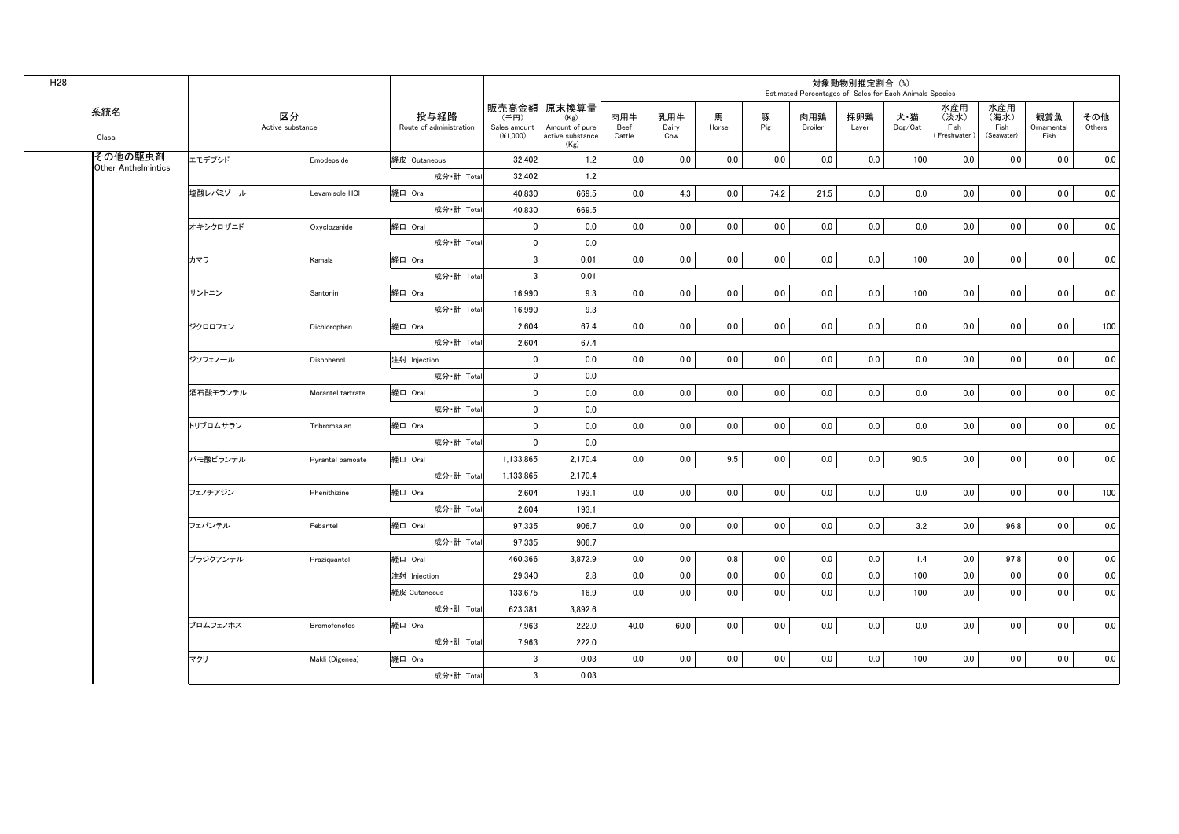H28

| 系統名 Class | 区分 Active substance | | 投与経路 Route of administration | 販売高金額 (千円) Sales amount (¥1,000) | 原末換算量 (Kg) Amount of pure active substance (Kg) | 対象動物別推定割合 (%) Estimated Percentages of Sales for Each Animals Species | | | | | | | | | | |
|---|---|---|---|---|---|---|---|---|---|---|---|---|---|---|---|---|
| | | | | | | 肉用牛 Beef Cattle | 乳用牛 Dairy Cow | 馬 Horse | 豚 Pig | 肉用鶏 Broiler | 採卵鶏 Layer | 犬・猫 Dog/Cat | 水産用（淡水） Fish (Freshwater) | 水産用（海水） Fish (Seawater) | 観賞魚 Ornamental Fish | その他 Others |
| その他の駆虫剤 Other Anthelmintics | エモデプシド | Emodepside | 経皮 Cutaneous | 32,402 | 1.2 | 0.0 | 0.0 | 0.0 | 0.0 | 0.0 | 0.0 | 100 | 0.0 | 0.0 | 0.0 | 0.0 |
| | | | 成分・計 Total | 32,402 | 1.2 | | | | | | | | | | | |
| | 塩酸レバミゾール | Levamisole HCl | 経口 Oral | 40,830 | 669.5 | 0.0 | 4.3 | 0.0 | 74.2 | 21.5 | 0.0 | 0.0 | 0.0 | 0.0 | 0.0 | 0.0 |
| | | | 成分・計 Total | 40,830 | 669.5 | | | | | | | | | | | |
| | オキシクロザニド | Oxyclozanide | 経口 Oral | 0 | 0.0 | 0.0 | 0.0 | 0.0 | 0.0 | 0.0 | 0.0 | 0.0 | 0.0 | 0.0 | 0.0 | 0.0 |
| | | | 成分・計 Total | 0 | 0.0 | | | | | | | | | | | |
| | カマラ | Kamala | 経口 Oral | 3 | 0.01 | 0.0 | 0.0 | 0.0 | 0.0 | 0.0 | 0.0 | 100 | 0.0 | 0.0 | 0.0 | 0.0 |
| | | | 成分・計 Total | 3 | 0.01 | | | | | | | | | | | |
| | サントニン | Santonin | 経口 Oral | 16,990 | 9.3 | 0.0 | 0.0 | 0.0 | 0.0 | 0.0 | 0.0 | 100 | 0.0 | 0.0 | 0.0 | 0.0 |
| | | | 成分・計 Total | 16,990 | 9.3 | | | | | | | | | | | |
| | ジクロロフェン | Dichlorophen | 経口 Oral | 2,604 | 67.4 | 0.0 | 0.0 | 0.0 | 0.0 | 0.0 | 0.0 | 0.0 | 0.0 | 0.0 | 0.0 | 100 |
| | | | 成分・計 Total | 2,604 | 67.4 | | | | | | | | | | | |
| | ジソフェノール | Disophenol | 注射 Injection | 0 | 0.0 | 0.0 | 0.0 | 0.0 | 0.0 | 0.0 | 0.0 | 0.0 | 0.0 | 0.0 | 0.0 | 0.0 |
| | | | 成分・計 Total | 0 | 0.0 | | | | | | | | | | | |
| | 酒石酸モランテル | Morantel tartrate | 経口 Oral | 0 | 0.0 | 0.0 | 0.0 | 0.0 | 0.0 | 0.0 | 0.0 | 0.0 | 0.0 | 0.0 | 0.0 | 0.0 |
| | | | 成分・計 Total | 0 | 0.0 | | | | | | | | | | | |
| | トリブロムサラン | Tribromsalan | 経口 Oral | 0 | 0.0 | 0.0 | 0.0 | 0.0 | 0.0 | 0.0 | 0.0 | 0.0 | 0.0 | 0.0 | 0.0 | 0.0 |
| | | | 成分・計 Total | 0 | 0.0 | | | | | | | | | | | |
| | パモ酸ピランテル | Pyrantel pamoate | 経口 Oral | 1,133,865 | 2,170.4 | 0.0 | 0.0 | 9.5 | 0.0 | 0.0 | 0.0 | 90.5 | 0.0 | 0.0 | 0.0 | 0.0 |
| | | | 成分・計 Total | 1,133,865 | 2,170.4 | | | | | | | | | | | |
| | フェノチアジン | Phenithizine | 経口 Oral | 2,604 | 193.1 | 0.0 | 0.0 | 0.0 | 0.0 | 0.0 | 0.0 | 0.0 | 0.0 | 0.0 | 0.0 | 100 |
| | | | 成分・計 Total | 2,604 | 193.1 | | | | | | | | | | | |
| | フェバンテル | Febantel | 経口 Oral | 97,335 | 906.7 | 0.0 | 0.0 | 0.0 | 0.0 | 0.0 | 0.0 | 3.2 | 0.0 | 96.8 | 0.0 | 0.0 |
| | | | 成分・計 Total | 97,335 | 906.7 | | | | | | | | | | | |
| | プラジクアンテル | Praziquantel | 経口 Oral | 460,366 | 3,872.9 | 0.0 | 0.0 | 0.8 | 0.0 | 0.0 | 0.0 | 1.4 | 0.0 | 97.8 | 0.0 | 0.0 |
| | | | 注射 Injection | 29,340 | 2.8 | 0.0 | 0.0 | 0.0 | 0.0 | 0.0 | 0.0 | 100 | 0.0 | 0.0 | 0.0 | 0.0 |
| | | | 経皮 Cutaneous | 133,675 | 16.9 | 0.0 | 0.0 | 0.0 | 0.0 | 0.0 | 0.0 | 100 | 0.0 | 0.0 | 0.0 | 0.0 |
| | | | 成分・計 Total | 623,381 | 3,892.6 | | | | | | | | | | | |
| | ブロムフェノホス | Bromofenofos | 経口 Oral | 7,963 | 222.0 | 40.0 | 60.0 | 0.0 | 0.0 | 0.0 | 0.0 | 0.0 | 0.0 | 0.0 | 0.0 | 0.0 |
| | | | 成分・計 Total | 7,963 | 222.0 | | | | | | | | | | | |
| | マクリ | Makli (Digenea) | 経口 Oral | 3 | 0.03 | 0.0 | 0.0 | 0.0 | 0.0 | 0.0 | 0.0 | 100 | 0.0 | 0.0 | 0.0 | 0.0 |
| | | | 成分・計 Total | 3 | 0.03 | | | | | | | | | | | |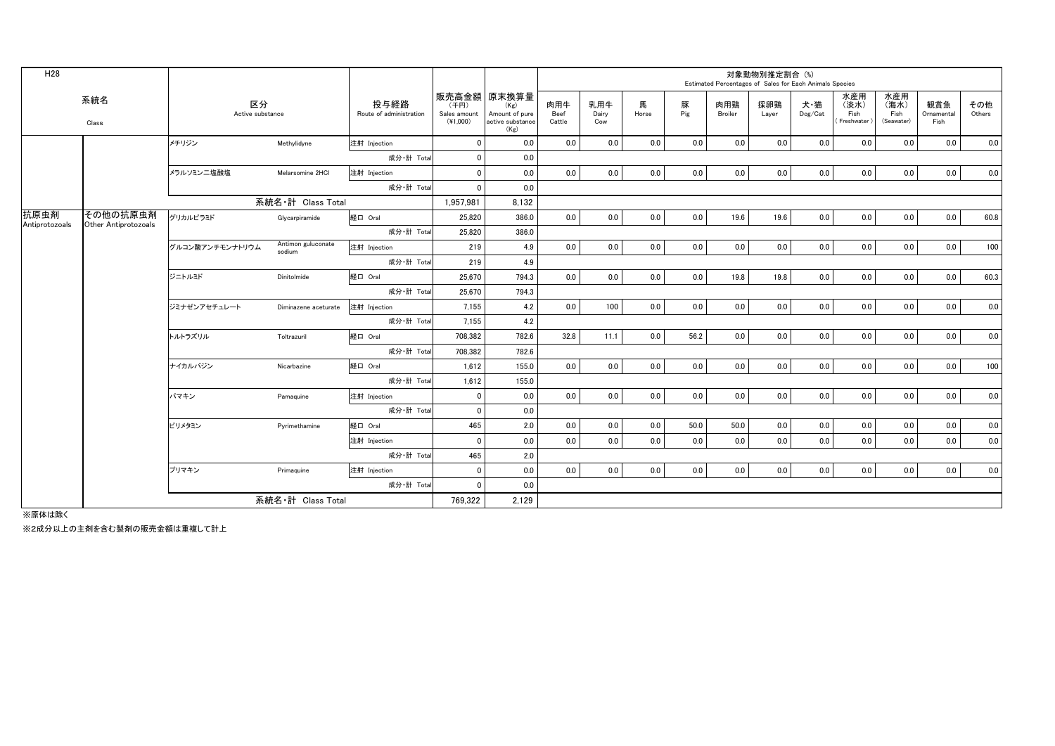| H28 | | | | | | | 対象動物別推定割合 (%) Estimated Percentages of Sales for Each Animals Species | | | | | | | | | | |
|---|---|---|---|---|---|---|---|---|---|---|---|---|---|---|---|---|---|
| 系統名 Class | | 区分 Active substance | | 投与経路 Route of administration | 販売高金額 (千円) Sales amount (¥1,000) | 原末換算量 (Kg) Amount of pure active substance (Kg) | 肉用牛 Beef Cattle | 乳用牛 Dairy Cow | 馬 Horse | 豚 Pig | 肉用鶏 Broiler | 採卵鶏 Layer | 犬・猫 Dog/Cat | 水産用 (淡水) Fish (Freshwater) | 水産用 (海水) Fish (Seawater) | 観賞魚 Ornamental Fish | その他 Others |
| | | メチリジン | Methylidyne | 注射 Injection | 0 | 0.0 | 0.0 | 0.0 | 0.0 | 0.0 | 0.0 | 0.0 | 0.0 | 0.0 | 0.0 | 0.0 | 0.0 |
| | | | | 成分・計 Total | 0 | 0.0 | | | | | | | | | | | |
| | | メラルソミン二塩酸塩 | Melarsomine 2HCl | 注射 Injection | 0 | 0.0 | 0.0 | 0.0 | 0.0 | 0.0 | 0.0 | 0.0 | 0.0 | 0.0 | 0.0 | 0.0 | 0.0 |
| | | | | 成分・計 Total | 0 | 0.0 | | | | | | | | | | | |
| | | 系統名・計 Class Total | | | 1,957,981 | 8,132 | | | | | | | | | | | |
| 抗原虫剤 Antiprotozoals | その他の抗原虫剤 Other Antiprotozoals | グリカルピラミド | Glycarpiramide | 経口 Oral | 25,820 | 386.0 | 0.0 | 0.0 | 0.0 | 0.0 | 19.6 | 19.6 | 0.0 | 0.0 | 0.0 | 0.0 | 60.8 |
| | | | | 成分・計 Total | 25,820 | 386.0 | | | | | | | | | | | |
| | | グルコン酸アンチモンナトリウム | Antimon guluconate sodium | 注射 Injection | 219 | 4.9 | 0.0 | 0.0 | 0.0 | 0.0 | 0.0 | 0.0 | 0.0 | 0.0 | 0.0 | 0.0 | 100 |
| | | | | 成分・計 Total | 219 | 4.9 | | | | | | | | | | | |
| | | ジニトルミド | Dinitolmide | 経口 Oral | 25,670 | 794.3 | 0.0 | 0.0 | 0.0 | 0.0 | 19.8 | 19.8 | 0.0 | 0.0 | 0.0 | 0.0 | 60.3 |
| | | | | 成分・計 Total | 25,670 | 794.3 | | | | | | | | | | | |
| | | ジミナゼンアセチュレート | Diminazene aceturate | 注射 Injection | 7,155 | 4.2 | 0.0 | 100 | 0.0 | 0.0 | 0.0 | 0.0 | 0.0 | 0.0 | 0.0 | 0.0 | 0.0 |
| | | | | 成分・計 Total | 7,155 | 4.2 | | | | | | | | | | | |
| | | トルトラズリル | Toltrazuril | 経口 Oral | 708,382 | 782.6 | 32.8 | 11.1 | 0.0 | 56.2 | 0.0 | 0.0 | 0.0 | 0.0 | 0.0 | 0.0 | 0.0 |
| | | | | 成分・計 Total | 708,382 | 782.6 | | | | | | | | | | | |
| | | ナイカルバジン | Nicarbazine | 経口 Oral | 1,612 | 155.0 | 0.0 | 0.0 | 0.0 | 0.0 | 0.0 | 0.0 | 0.0 | 0.0 | 0.0 | 0.0 | 100 |
| | | | | 成分・計 Total | 1,612 | 155.0 | | | | | | | | | | | |
| | | パマキン | Pamaquine | 注射 Injection | 0 | 0.0 | 0.0 | 0.0 | 0.0 | 0.0 | 0.0 | 0.0 | 0.0 | 0.0 | 0.0 | 0.0 | 0.0 |
| | | | | 成分・計 Total | 0 | 0.0 | | | | | | | | | | | |
| | | ピリメタミン | Pyrimethamine | 経口 Oral | 465 | 2.0 | 0.0 | 0.0 | 0.0 | 50.0 | 50.0 | 0.0 | 0.0 | 0.0 | 0.0 | 0.0 | 0.0 |
| | | | | 注射 Injection | 0 | 0.0 | 0.0 | 0.0 | 0.0 | 0.0 | 0.0 | 0.0 | 0.0 | 0.0 | 0.0 | 0.0 | 0.0 |
| | | | | 成分・計 Total | 465 | 2.0 | | | | | | | | | | | |
| | | プリマキン | Primaquine | 注射 Injection | 0 | 0.0 | 0.0 | 0.0 | 0.0 | 0.0 | 0.0 | 0.0 | 0.0 | 0.0 | 0.0 | 0.0 | 0.0 |
| | | | | 成分・計 Total | 0 | 0.0 | | | | | | | | | | | |
| | | 系統名・計 Class Total | | | 769,322 | 2,129 | | | | | | | | | | | |

※原体は除く

※2成分以上の主剤を含む製剤の販売金額は重複して計上